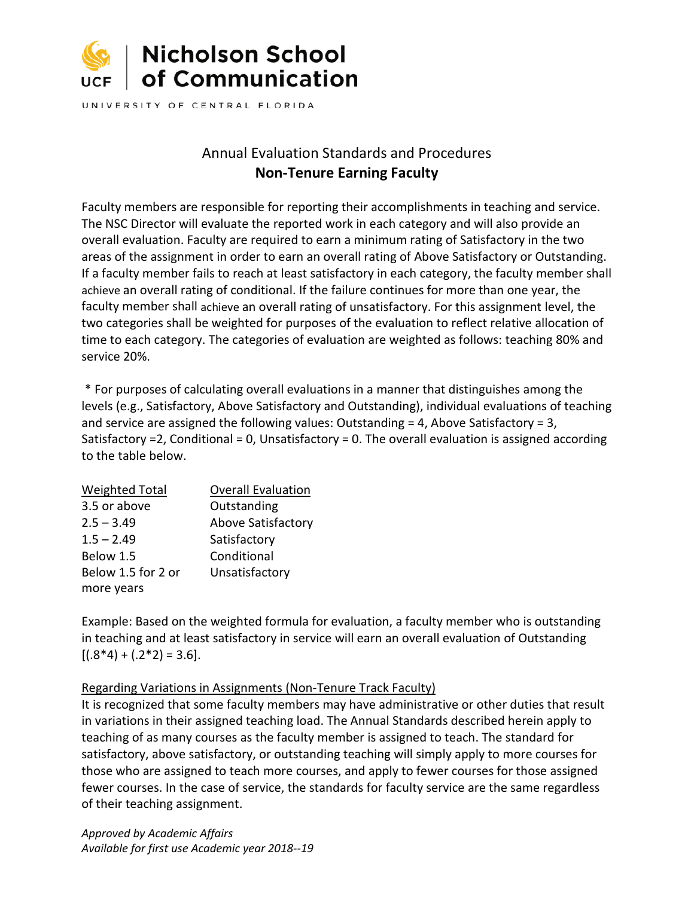# Nicholson School of Communication

UNIVERSITY OF CENTRAL FLORIDA

## Annual Evaluation Standards and Procedures
## **Non-Tenure Earning Faculty**

Faculty members are responsible for reporting their accomplishments in teaching and service. The NSC Director will evaluate the reported work in each category and will also provide an overall evaluation. Faculty are required to earn a minimum rating of Satisfactory in the two areas of the assignment in order to earn an overall rating of Above Satisfactory or Outstanding. If a faculty member fails to reach at least satisfactory in each category, the faculty member shall achieve an overall rating of conditional. If the failure continues for more than one year, the faculty member shall achieve an overall rating of unsatisfactory. For this assignment level, the two categories shall be weighted for purposes of the evaluation to reflect relative allocation of time to each category. The categories of evaluation are weighted as follows: teaching 80% and service 20%.

\* For purposes of calculating overall evaluations in a manner that distinguishes among the levels (e.g., Satisfactory, Above Satisfactory and Outstanding), individual evaluations of teaching and service are assigned the following values: Outstanding = 4, Above Satisfactory = 3, Satisfactory =2, Conditional = 0, Unsatisfactory = 0. The overall evaluation is assigned according to the table below.

| Weighted Total | Overall Evaluation |
|---|---|
| 3.5 or above | Outstanding |
| 2.5 – 3.49 | Above Satisfactory |
| 1.5 – 2.49 | Satisfactory |
| Below 1.5 | Conditional |
| Below 1.5 for 2 or more years | Unsatisfactory |

Example: Based on the weighted formula for evaluation, a faculty member who is outstanding in teaching and at least satisfactory in service will earn an overall evaluation of Outstanding [(.8*4) + (.2*2) = 3.6].

<u>Regarding Variations in Assignments (Non-Tenure Track Faculty)</u>

It is recognized that some faculty members may have administrative or other duties that result in variations in their assigned teaching load. The Annual Standards described herein apply to teaching of as many courses as the faculty member is assigned to teach. The standard for satisfactory, above satisfactory, or outstanding teaching will simply apply to more courses for those who are assigned to teach more courses, and apply to fewer courses for those assigned fewer courses. In the case of service, the standards for faculty service are the same regardless of their teaching assignment.

*Approved by Academic Affairs*
*Available for first use Academic year 2018--19*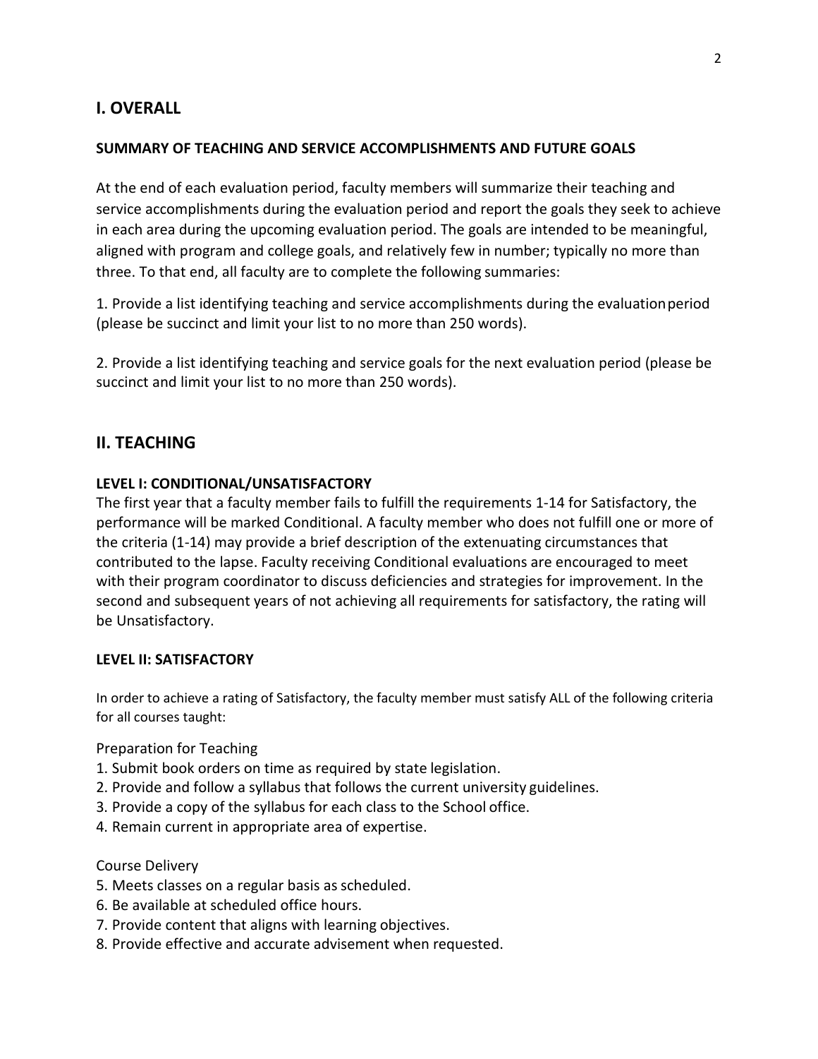## I. OVERALL

### SUMMARY OF TEACHING AND SERVICE ACCOMPLISHMENTS AND FUTURE GOALS

At the end of each evaluation period, faculty members will summarize their teaching and service accomplishments during the evaluation period and report the goals they seek to achieve in each area during the upcoming evaluation period. The goals are intended to be meaningful, aligned with program and college goals, and relatively few in number; typically no more than three. To that end, all faculty are to complete the following summaries:

1. Provide a list identifying teaching and service accomplishments during the evaluation period (please be succinct and limit your list to no more than 250 words).

2. Provide a list identifying teaching and service goals for the next evaluation period (please be succinct and limit your list to no more than 250 words).

## II. TEACHING

### LEVEL I: CONDITIONAL/UNSATISFACTORY

The first year that a faculty member fails to fulfill the requirements 1-14 for Satisfactory, the performance will be marked Conditional. A faculty member who does not fulfill one or more of the criteria (1-14) may provide a brief description of the extenuating circumstances that contributed to the lapse. Faculty receiving Conditional evaluations are encouraged to meet with their program coordinator to discuss deficiencies and strategies for improvement. In the second and subsequent years of not achieving all requirements for satisfactory, the rating will be Unsatisfactory.

### LEVEL II: SATISFACTORY

In order to achieve a rating of Satisfactory, the faculty member must satisfy ALL of the following criteria for all courses taught:

Preparation for Teaching

1. Submit book orders on time as required by state legislation.
2. Provide and follow a syllabus that follows the current university guidelines.
3. Provide a copy of the syllabus for each class to the School office.
4. Remain current in appropriate area of expertise.

Course Delivery

5. Meets classes on a regular basis as scheduled.
6. Be available at scheduled office hours.
7. Provide content that aligns with learning objectives.
8. Provide effective and accurate advisement when requested.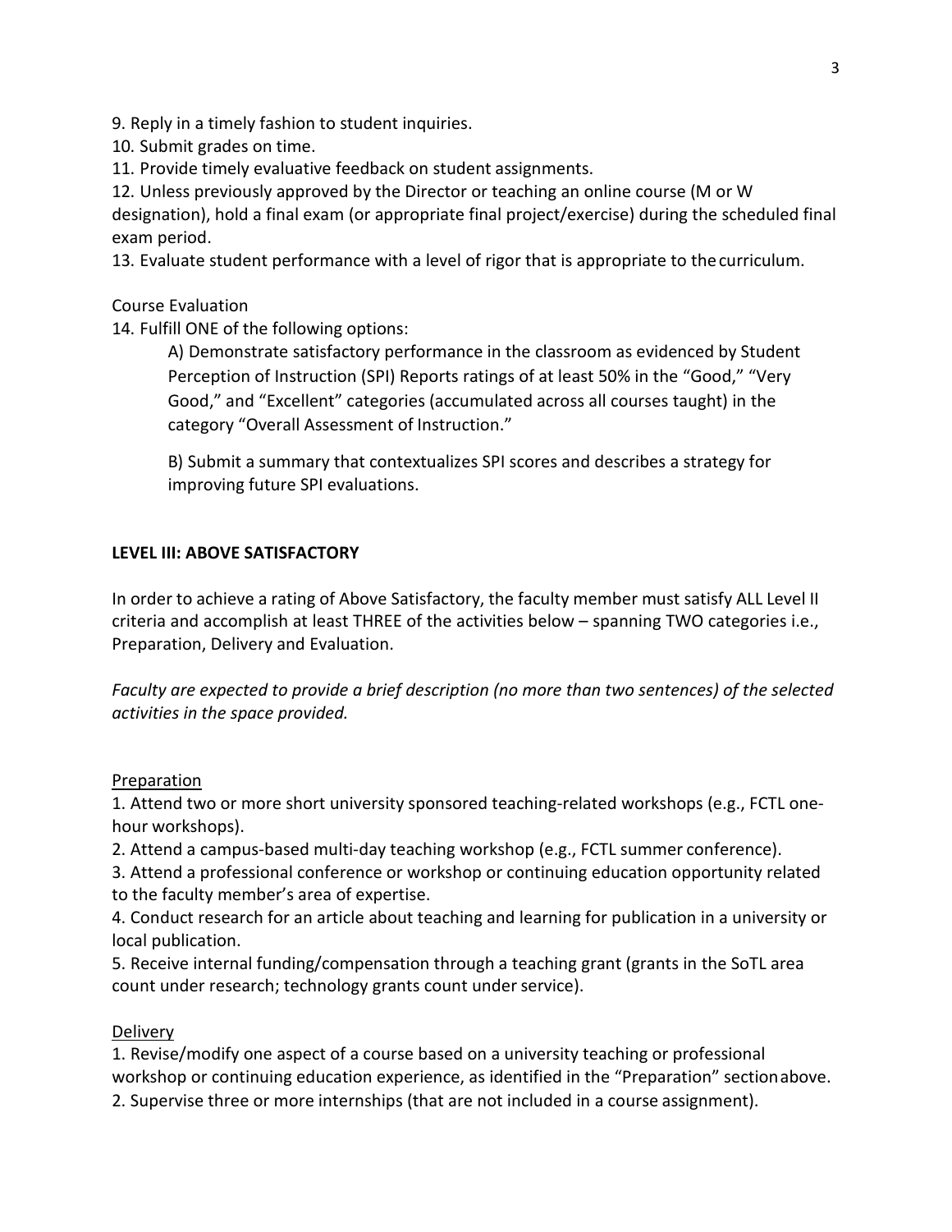9. Reply in a timely fashion to student inquiries.
10. Submit grades on time.
11. Provide timely evaluative feedback on student assignments.
12. Unless previously approved by the Director or teaching an online course (M or W designation), hold a final exam (or appropriate final project/exercise) during the scheduled final exam period.
13. Evaluate student performance with a level of rigor that is appropriate to the curriculum.

Course Evaluation

14. Fulfill ONE of the following options:

    A) Demonstrate satisfactory performance in the classroom as evidenced by Student Perception of Instruction (SPI) Reports ratings of at least 50% in the "Good," "Very Good," and "Excellent" categories (accumulated across all courses taught) in the category "Overall Assessment of Instruction."

    B) Submit a summary that contextualizes SPI scores and describes a strategy for improving future SPI evaluations.

**LEVEL III: ABOVE SATISFACTORY**

In order to achieve a rating of Above Satisfactory, the faculty member must satisfy ALL Level II criteria and accomplish at least THREE of the activities below – spanning TWO categories i.e., Preparation, Delivery and Evaluation.

*Faculty are expected to provide a brief description (no more than two sentences) of the selected activities in the space provided.*

<u>Preparation</u>

1. Attend two or more short university sponsored teaching-related workshops (e.g., FCTL one-hour workshops).
2. Attend a campus-based multi-day teaching workshop (e.g., FCTL summer conference).
3. Attend a professional conference or workshop or continuing education opportunity related to the faculty member's area of expertise.
4. Conduct research for an article about teaching and learning for publication in a university or local publication.
5. Receive internal funding/compensation through a teaching grant (grants in the SoTL area count under research; technology grants count under service).

<u>Delivery</u>

1. Revise/modify one aspect of a course based on a university teaching or professional workshop or continuing education experience, as identified in the "Preparation" section above.
2. Supervise three or more internships (that are not included in a course assignment).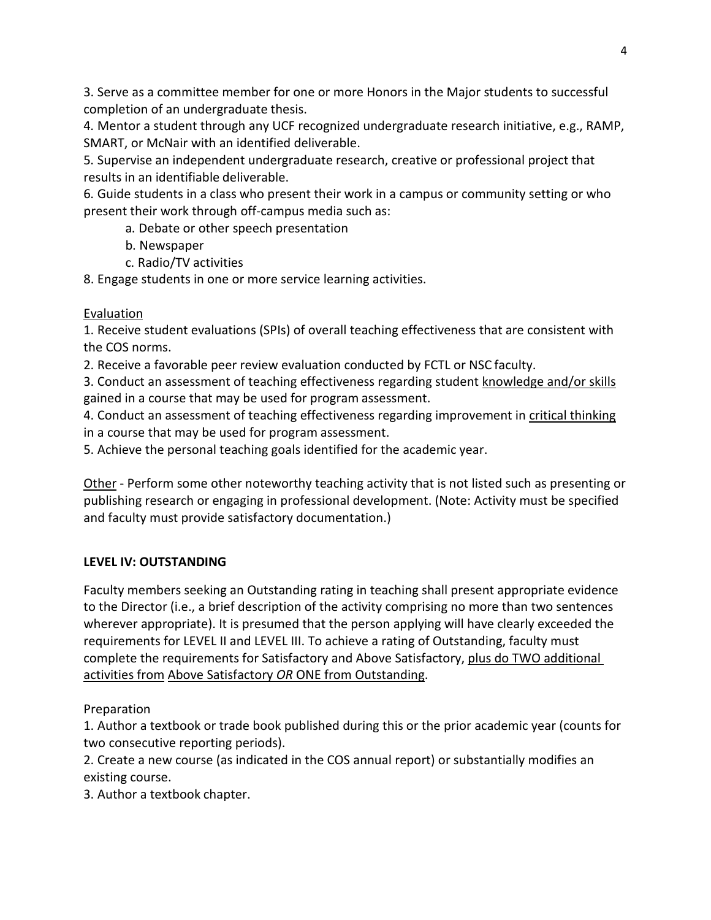3. Serve as a committee member for one or more Honors in the Major students to successful completion of an undergraduate thesis.

4. Mentor a student through any UCF recognized undergraduate research initiative, e.g., RAMP, SMART, or McNair with an identified deliverable.

5. Supervise an independent undergraduate research, creative or professional project that results in an identifiable deliverable.

6. Guide students in a class who present their work in a campus or community setting or who present their work through off-campus media such as:

   a. Debate or other speech presentation

   b. Newspaper

   c. Radio/TV activities

8. Engage students in one or more service learning activities.

<u>Evaluation</u>

1. Receive student evaluations (SPIs) of overall teaching effectiveness that are consistent with the COS norms.

2. Receive a favorable peer review evaluation conducted by FCTL or NSC faculty.

3. Conduct an assessment of teaching effectiveness regarding student <u>knowledge and/or skills</u> gained in a course that may be used for program assessment.

4. Conduct an assessment of teaching effectiveness regarding improvement in <u>critical thinking</u> in a course that may be used for program assessment.

5. Achieve the personal teaching goals identified for the academic year.

<u>Other</u> - Perform some other noteworthy teaching activity that is not listed such as presenting or publishing research or engaging in professional development. (Note: Activity must be specified and faculty must provide satisfactory documentation.)

**LEVEL IV: OUTSTANDING**

Faculty members seeking an Outstanding rating in teaching shall present appropriate evidence to the Director (i.e., a brief description of the activity comprising no more than two sentences wherever appropriate). It is presumed that the person applying will have clearly exceeded the requirements for LEVEL II and LEVEL III. To achieve a rating of Outstanding, faculty must complete the requirements for Satisfactory and Above Satisfactory, <u>plus do TWO additional activities from Above Satisfactory *OR* ONE from Outstanding</u>.

Preparation

1. Author a textbook or trade book published during this or the prior academic year (counts for two consecutive reporting periods).

2. Create a new course (as indicated in the COS annual report) or substantially modifies an existing course.

3. Author a textbook chapter.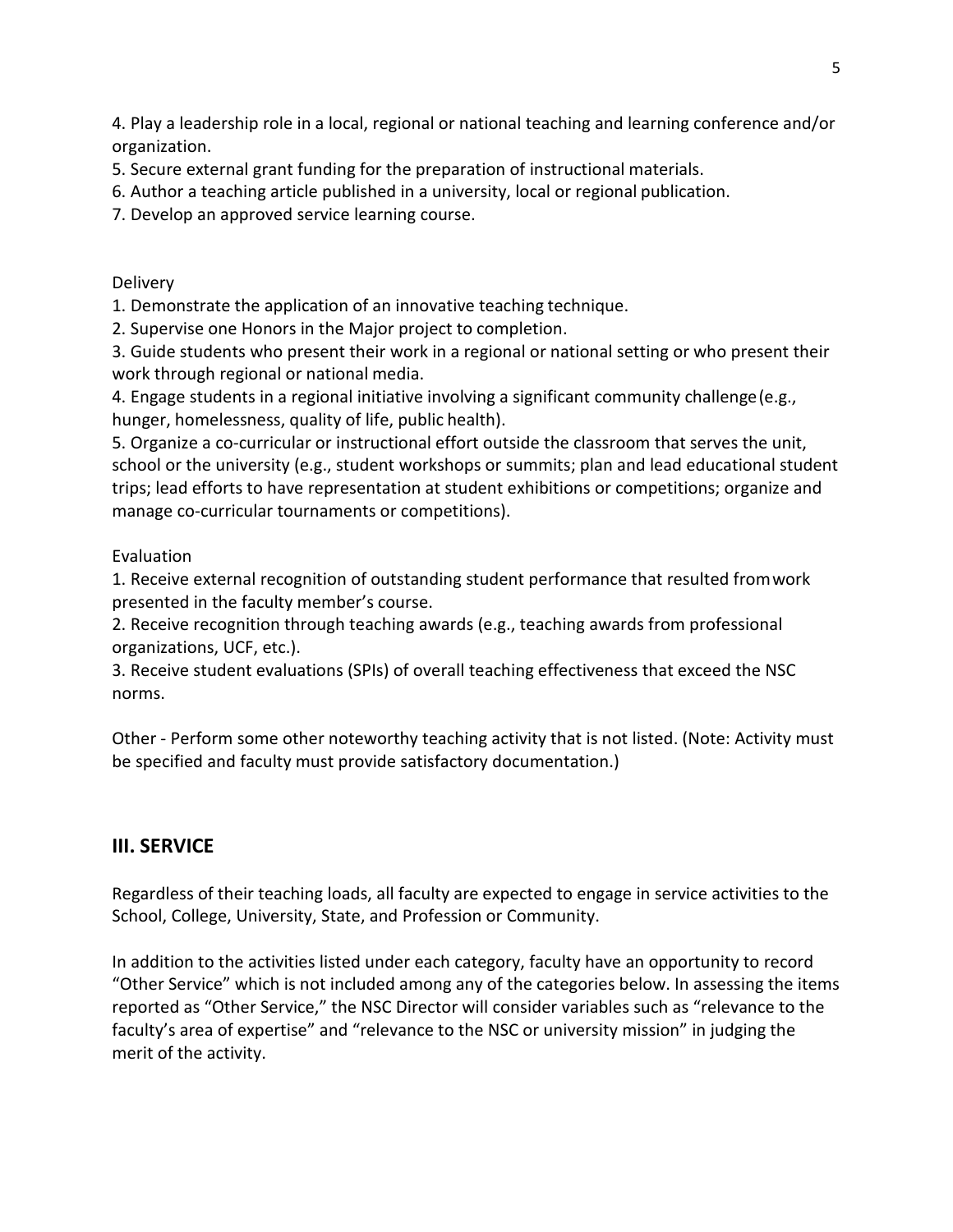4. Play a leadership role in a local, regional or national teaching and learning conference and/or organization.
5. Secure external grant funding for the preparation of instructional materials.
6. Author a teaching article published in a university, local or regional publication.
7. Develop an approved service learning course.

Delivery

1. Demonstrate the application of an innovative teaching technique.
2. Supervise one Honors in the Major project to completion.
3. Guide students who present their work in a regional or national setting or who present their work through regional or national media.
4. Engage students in a regional initiative involving a significant community challenge (e.g., hunger, homelessness, quality of life, public health).
5. Organize a co-curricular or instructional effort outside the classroom that serves the unit, school or the university (e.g., student workshops or summits; plan and lead educational student trips; lead efforts to have representation at student exhibitions or competitions; organize and manage co-curricular tournaments or competitions).

Evaluation

1. Receive external recognition of outstanding student performance that resulted from work presented in the faculty member's course.
2. Receive recognition through teaching awards (e.g., teaching awards from professional organizations, UCF, etc.).
3. Receive student evaluations (SPIs) of overall teaching effectiveness that exceed the NSC norms.

Other - Perform some other noteworthy teaching activity that is not listed. (Note: Activity must be specified and faculty must provide satisfactory documentation.)

## III. SERVICE

Regardless of their teaching loads, all faculty are expected to engage in service activities to the School, College, University, State, and Profession or Community.

In addition to the activities listed under each category, faculty have an opportunity to record "Other Service" which is not included among any of the categories below. In assessing the items reported as "Other Service," the NSC Director will consider variables such as "relevance to the faculty's area of expertise" and "relevance to the NSC or university mission" in judging the merit of the activity.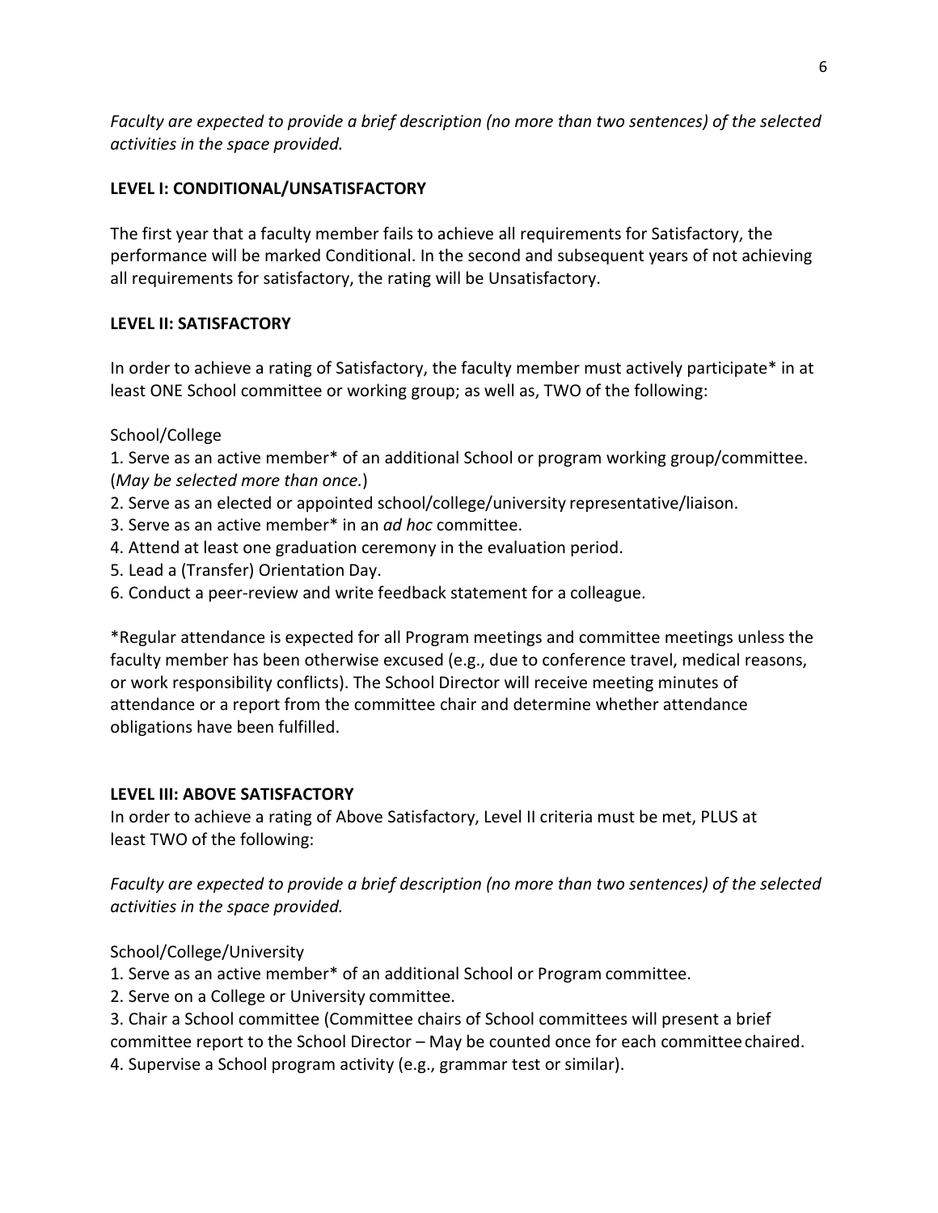*Faculty are expected to provide a brief description (no more than two sentences) of the selected activities in the space provided.*

### LEVEL I: CONDITIONAL/UNSATISFACTORY

The first year that a faculty member fails to achieve all requirements for Satisfactory, the performance will be marked Conditional. In the second and subsequent years of not achieving all requirements for satisfactory, the rating will be Unsatisfactory.

### LEVEL II: SATISFACTORY

In order to achieve a rating of Satisfactory, the faculty member must actively participate* in at least ONE School committee or working group; as well as, TWO of the following:

School/College

1. Serve as an active member* of an additional School or program working group/committee. (*May be selected more than once.*)
2. Serve as an elected or appointed school/college/university representative/liaison.
3. Serve as an active member* in an *ad hoc* committee.
4. Attend at least one graduation ceremony in the evaluation period.
5. Lead a (Transfer) Orientation Day.
6. Conduct a peer-review and write feedback statement for a colleague.

*Regular attendance is expected for all Program meetings and committee meetings unless the faculty member has been otherwise excused (e.g., due to conference travel, medical reasons, or work responsibility conflicts). The School Director will receive meeting minutes of attendance or a report from the committee chair and determine whether attendance obligations have been fulfilled.

### LEVEL III: ABOVE SATISFACTORY

In order to achieve a rating of Above Satisfactory, Level II criteria must be met, PLUS at least TWO of the following:

*Faculty are expected to provide a brief description (no more than two sentences) of the selected activities in the space provided.*

School/College/University

1. Serve as an active member* of an additional School or Program committee.
2. Serve on a College or University committee.
3. Chair a School committee (Committee chairs of School committees will present a brief committee report to the School Director – May be counted once for each committee chaired.
4. Supervise a School program activity (e.g., grammar test or similar).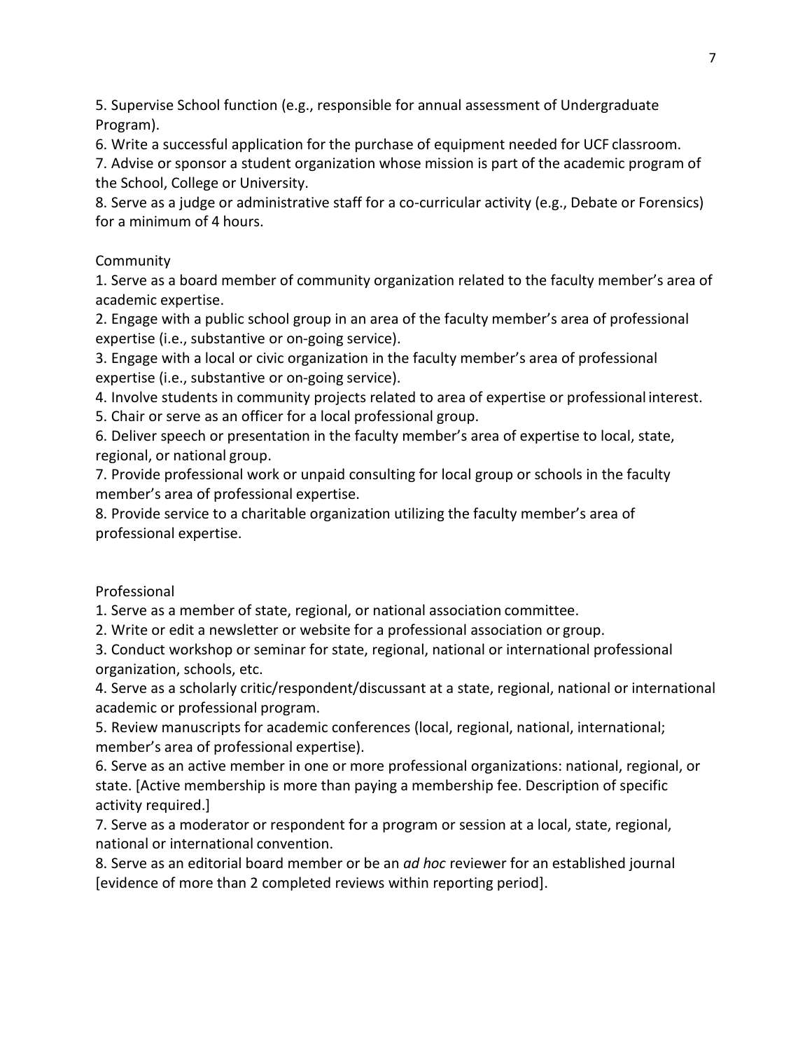5. Supervise School function (e.g., responsible for annual assessment of Undergraduate Program).
6. Write a successful application for the purchase of equipment needed for UCF classroom.
7. Advise or sponsor a student organization whose mission is part of the academic program of the School, College or University.
8. Serve as a judge or administrative staff for a co-curricular activity (e.g., Debate or Forensics) for a minimum of 4 hours.

Community

1. Serve as a board member of community organization related to the faculty member's area of academic expertise.
2. Engage with a public school group in an area of the faculty member's area of professional expertise (i.e., substantive or on-going service).
3. Engage with a local or civic organization in the faculty member's area of professional expertise (i.e., substantive or on-going service).
4. Involve students in community projects related to area of expertise or professional interest.
5. Chair or serve as an officer for a local professional group.
6. Deliver speech or presentation in the faculty member's area of expertise to local, state, regional, or national group.
7. Provide professional work or unpaid consulting for local group or schools in the faculty member's area of professional expertise.
8. Provide service to a charitable organization utilizing the faculty member's area of professional expertise.

Professional

1. Serve as a member of state, regional, or national association committee.
2. Write or edit a newsletter or website for a professional association or group.
3. Conduct workshop or seminar for state, regional, national or international professional organization, schools, etc.
4. Serve as a scholarly critic/respondent/discussant at a state, regional, national or international academic or professional program.
5. Review manuscripts for academic conferences (local, regional, national, international; member's area of professional expertise).
6. Serve as an active member in one or more professional organizations: national, regional, or state. [Active membership is more than paying a membership fee. Description of specific activity required.]
7. Serve as a moderator or respondent for a program or session at a local, state, regional, national or international convention.
8. Serve as an editorial board member or be an *ad hoc* reviewer for an established journal [evidence of more than 2 completed reviews within reporting period].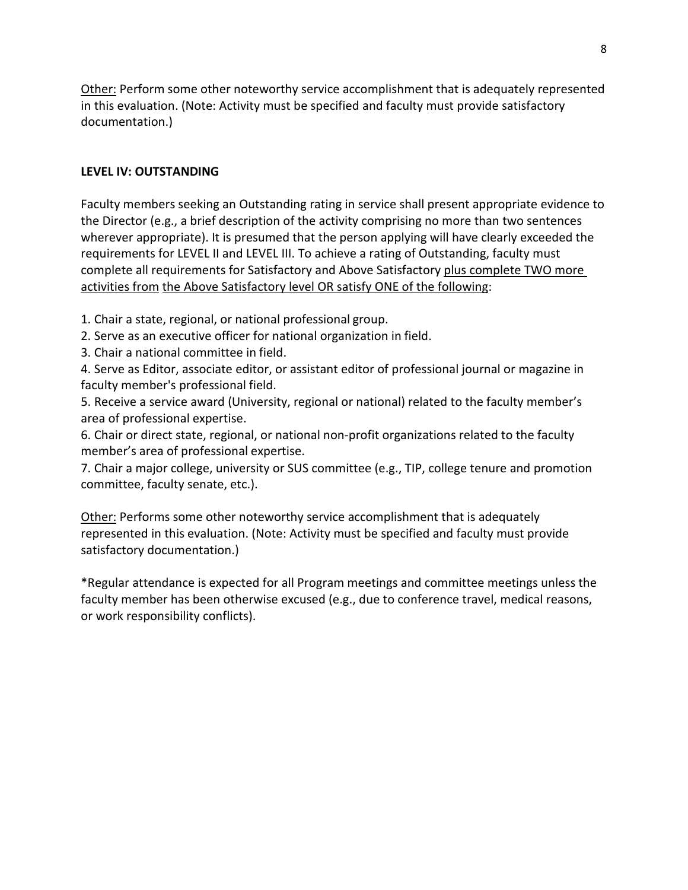<u>Other:</u> Perform some other noteworthy service accomplishment that is adequately represented in this evaluation. (Note: Activity must be specified and faculty must provide satisfactory documentation.)

**LEVEL IV: OUTSTANDING**

Faculty members seeking an Outstanding rating in service shall present appropriate evidence to the Director (e.g., a brief description of the activity comprising no more than two sentences wherever appropriate). It is presumed that the person applying will have clearly exceeded the requirements for LEVEL II and LEVEL III. To achieve a rating of Outstanding, faculty must complete all requirements for Satisfactory and Above Satisfactory <u>plus complete TWO more activities from the Above Satisfactory level OR satisfy ONE of the following</u>:

1. Chair a state, regional, or national professional group.
2. Serve as an executive officer for national organization in field.
3. Chair a national committee in field.
4. Serve as Editor, associate editor, or assistant editor of professional journal or magazine in faculty member's professional field.
5. Receive a service award (University, regional or national) related to the faculty member's area of professional expertise.
6. Chair or direct state, regional, or national non-profit organizations related to the faculty member's area of professional expertise.
7. Chair a major college, university or SUS committee (e.g., TIP, college tenure and promotion committee, faculty senate, etc.).

<u>Other:</u> Performs some other noteworthy service accomplishment that is adequately represented in this evaluation. (Note: Activity must be specified and faculty must provide satisfactory documentation.)

*Regular attendance is expected for all Program meetings and committee meetings unless the faculty member has been otherwise excused (e.g., due to conference travel, medical reasons, or work responsibility conflicts).